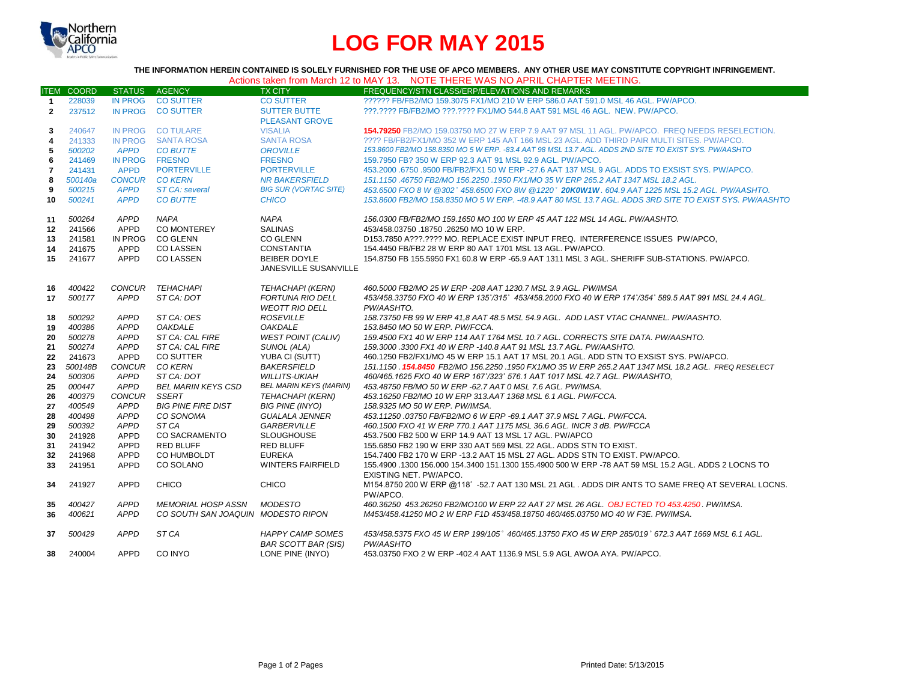# LOG FOR MAY 2015

**THE INFORMATION HEREIN CONTAINED IS SOLELY FURNISHED FOR THE USE OF APCO MEMBERS. ANY OTHER USE MAY CONSTITUTE COPYRIGHT INFRINGEMENT.**

Actions taken from March 12 to MAY 13. NOTE THERE WAS NO APRIL CHAPTER MEETING.

| ITEM | COORD | STATUS | AGENCY | TX CITY | FREQUENCY/STN CLASS/ERP/ELEVATIONS AND REMARKS |
|---|---|---|---|---|---|
| 1 | 228039 | IN PROG | CO SUTTER | CO SUTTER | ?????? FB/FB2/MO 159.3075 FX1/MO 210 W ERP 586.0 AAT 591.0 MSL 46 AGL. PW/APCO. |
| 2 | 237512 | IN PROG | CO SUTTER | SUTTER BUTTE PLEASANT GROVE | ???.???? FB/FB2/MO ???.???? FX1/MO 544.8 AAT 591 MSL 46 AGL. NEW. PW/APCO. |
| 3 | 240647 | IN PROG | CO TULARE | VISALIA | **154.79250** FB2/MO 159.03750 MO 27 W ERP 7.9 AAT 97 MSL 11 AGL. PW/APCO. FREQ NEEDS RESELECTION. |
| 4 | 241333 | IN PROG | SANTA ROSA | SANTA ROSA | ???? FB/FB2/FX1/MO 352 W ERP 145 AAT 166 MSL 23 AGL. ADD THIRD PAIR MULTI SITES. PW/APCO. |
| 5 | *500202* | *APPD* | *CO BUTTE* | *OROVILLE* | *153.8600 FB2/MO 158.8350 MO 5 W ERP. -83.4 AAT 98 MSL 13.7 AGL. ADDS 2ND SITE TO EXIST SYS. PW/AASHTO* |
| 6 | 241469 | IN PROG | FRESNO | FRESNO | 159.7950 FB? 350 W ERP 92.3 AAT 91 MSL 92.9 AGL. PW/APCO. |
| 7 | 241431 | APPD | PORTERVILLE | PORTERVILLE | 453.2000 .6750 .9500 FB/FB2/FX1 50 W ERP -27.6 AAT 137 MSL 9 AGL. ADDS TO EXSIST SYS. PW/APCO. |
| 8 | *500140a* | *CONCUR* | *CO KERN* | *NR BAKERSFIELD* | *151.1150 .46750 FB2/MO 156.2250 .1950 FX1/MO 35 W ERP 265.2 AAT 1347 MSL 18.2 AGL.* |
| 9 | *500215* | *APPD* | *ST CA: several* | *BIG SUR (VORTAC SITE)* | *453.6500 FXO 8 W @302° 458.6500 FXO 8W @1220° **20K0W1W**. 604.9 AAT 1225 MSL 15.2 AGL. PW/AASHTO.* |
| 10 | *500241* | *APPD* | *CO BUTTE* | *CHICO* | *153.8600 FB2/MO 158.8350 MO 5 W ERP. -48.9 AAT 80 MSL 13.7 AGL. ADDS 3RD SITE TO EXIST SYS. PW/AASHTO* |
| 11 | *500264* | *APPD* | *NAPA* | *NAPA* | *156.0300 FB/FB2/MO 159.1650 MO 100 W ERP 45 AAT 122 MSL 14 AGL. PW/AASHTO.* |
| 12 | 241566 | APPD | CO MONTEREY | SALINAS | 453/458.03750 .18750 .26250 MO 10 W ERP. |
| 13 | 241581 | IN PROG | CO GLENN | CO GLENN | D153.7850 A???.???? MO. REPLACE EXIST INPUT FREQ. INTERFERENCE ISSUES PW/APCO, |
| 14 | 241675 | APPD | CO LASSEN | CONSTANTIA | 154.4450 FB/FB2 28 W ERP 80 AAT 1701 MSL 13 AGL. PW/APCO. |
| 15 | 241677 | APPD | CO LASSEN | BEIBER DOYLE JANESVILLE SUSANVILLE | 154.8750 FB 155.5950 FX1 60.8 W ERP -65.9 AAT 1311 MSL 3 AGL. SHERIFF SUB-STATIONS. PW/APCO. |
| 16 | *400422* | *CONCUR* | *TEHACHAPI* | *TEHACHAPI (KERN)* | *460.5000 FB2/MO 25 W ERP -208 AAT 1230.7 MSL 3.9 AGL. PW/IMSA* |
| 17 | *500177* | *APPD* | *ST CA: DOT* | *FORTUNA RIO DELL WEOTT RIO DELL* | *453/458.33750 FXO 40 W ERP 135°/315° 453/458.2000 FXO 40 W ERP 174°/354° 589.5 AAT 991 MSL 24.4 AGL. PW/AASHTO.* |
| 18 | *500292* | *APPD* | *ST CA: OES* | *ROSEVILLE* | *158.73750 FB 99 W ERP 41,8 AAT 48.5 MSL 54.9 AGL. ADD LAST VTAC CHANNEL. PW/AASHTO.* |
| 19 | *400386* | *APPD* | *OAKDALE* | *OAKDALE* | *153.8450 MO 50 W ERP. PW/FCCA.* |
| 20 | *500278* | *APPD* | *ST CA: CAL FIRE* | *WEST POINT (CALIV)* | *159.4500 FX1 40 W ERP 114 AAT 1764 MSL 10.7 AGL. CORRECTS SITE DATA. PW/AASHTO.* |
| 21 | *500274* | *APPD* | *ST CA: CAL FIRE* | *SUNOL (ALA)* | *159.3000 .3300 FX1 40 W ERP -140.8 AAT 91 MSL 13.7 AGL. PW/AASHTO.* |
| 22 | 241673 | APPD | CO SUTTER | YUBA CI (SUTT) | 460.1250 FB2/FX1/MO 45 W ERP 15.1 AAT 17 MSL 20.1 AGL. ADD STN TO EXSIST SYS. PW/APCO. |
| 23 | *500148B* | *CONCUR* | *CO KERN* | *BAKERSFIELD* | *151.1150 . **154.8450** FB2/MO 156.2250 .1950 FX1/MO 35 W ERP 265.2 AAT 1347 MSL 18.2 AGL. FREQ RESELECT* |
| 24 | *500306* | *APPD* | *ST CA: DOT* | *WILLITS-UKIAH* | *460/465.1625 FXO 40 W ERP 167°/323° 576.1 AAT 1017 MSL 42.7 AGL. PW/AASHTO,* |
| 25 | *000447* | *APPD* | *BEL MARIN KEYS CSD* | *BEL MARIN KEYS (MARIN)* | *453.48750 FB/MO 50 W ERP -62.7 AAT 0 MSL 7.6 AGL. PW/IMSA.* |
| 26 | *400379* | *CONCUR* | *SSERT* | *TEHACHAPI (KERN)* | *453.16250 FB2/MO 10 W ERP 313.AAT 1368 MSL 6.1 AGL. PW/FCCA.* |
| 27 | *400549* | *APPD* | *BIG PINE FIRE DIST* | *BIG PINE (INYO)* | *158.9325 MO 50 W ERP. PW/IMSA.* |
| 28 | *400498* | *APPD* | *CO SONOMA* | *GUALALA JENNER* | *453.11250 .03750 FB/FB2/MO 6 W ERP -69.1 AAT 37.9 MSL 7 AGL. PW/FCCA.* |
| 29 | *500392* | *APPD* | *ST CA* | *GARBERVILLE* | *460.1500 FXO 41 W ERP 770.1 AAT 1175 MSL 36.6 AGL. INCR 3 dB. PW/FCCA* |
| 30 | 241928 | APPD | CO SACRAMENTO | SLOUGHOUSE | 453.7500 FB2 500 W ERP 14.9 AAT 13 MSL 17 AGL. PW/APCO |
| 31 | 241942 | APPD | RED BLUFF | RED BLUFF | 155.6850 FB2 190 W ERP 330 AAT 569 MSL 22 AGL. ADDS STN TO EXIST. |
| 32 | 241968 | APPD | CO HUMBOLDT | EUREKA | 154.7400 FB2 170 W ERP -13.2 AAT 15 MSL 27 AGL. ADDS STN TO EXIST. PW/APCO. |
| 33 | 241951 | APPD | CO SOLANO | WINTERS FAIRFIELD | 155.4900 .1300 156.000 154.3400 151.1300 155.4900 500 W ERP -78 AAT 59 MSL 15.2 AGL. ADDS 2 LOCNS TO EXISTING NET. PW/APCO. |
| 34 | 241927 | APPD | CHICO | CHICO | M154.8750 200 W ERP @118° -52.7 AAT 130 MSL 21 AGL . ADDS DIR ANTS TO SAME FREQ AT SEVERAL LOCNS. PW/APCO. |
| 35 | *400427* | *APPD* | *MEMORIAL HOSP ASSN* | *MODESTO* | *460.36250 453.26250 FB2/MO100 W ERP 22 AAT 27 MSL 26 AGL. OBJ ECTED TO 453.4250. PW/IMSA.* |
| 36 | *400621* | *APPD* | *CO SOUTH SAN JOAQUIN* | *MODESTO RIPON* | *M453/458.41250 MO 2 W ERP F1D 453/458.18750 460/465.03750 MO 40 W F3E. PW/IMSA.* |
| 37 | *500429* | *APPD* | *ST CA* | *HAPPY CAMP SOMES BAR SCOTT BAR (SIS)* | *453/458.5375 FXO 45 W ERP 199/105° 460/465.13750 FXO 45 W ERP 285/019° 672.3 AAT 1669 MSL 6.1 AGL. PW/AASHTO* |
| 38 | 240004 | APPD | CO INYO | LONE PINE (INYO) | 453.03750 FXO 2 W ERP -402.4 AAT 1136.9 MSL 5.9 AGL AWOA AYA. PW/APCO. |

Printed Date: 5/13/2015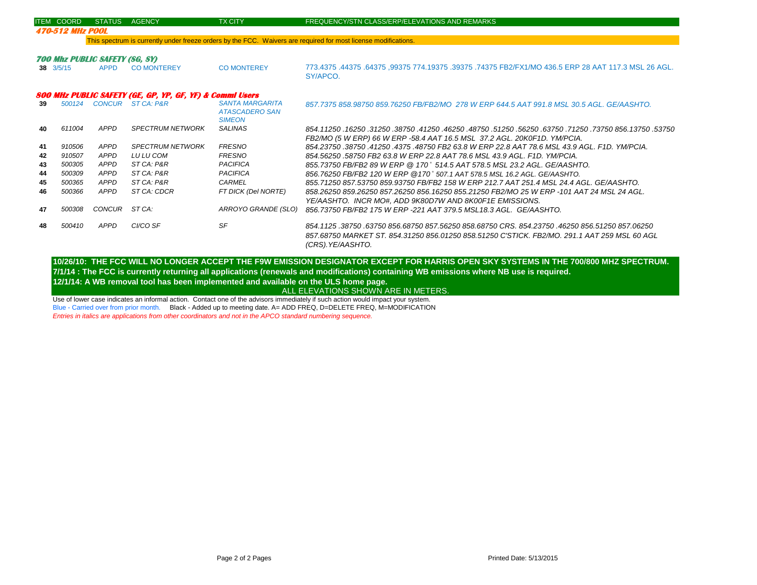| ITEM | COORD | STATUS | AGENCY | TX CITY | FREQUENCY/STN CLASS/ERP/ELEVATIONS AND REMARKS |
|---|---|---|---|---|---|
| ***470-512 MHz POOL*** | | | | | |
| | | | | | This spectrum is currently under freeze orders by the FCC. Waivers are required for most license modifications. |
| ***700 Mhz PUBLIC SAFETY (SG, SY)*** | | | | | |
| **38** | 3/5/15 | APPD | CO MONTEREY | CO MONTEREY | 773.4375 .44375 .64375 ,99375 774.19375 .39375 .74375 FB2/FX1/MO 436.5 ERP 28 AAT 117.3 MSL 26 AGL. SY/APCO. |
| ***800 MHz PUBLIC SAFETY (GE, GP, YP, GF, YF) & Comml Users*** | | | | | |
| **39** | *500124* | *CONCUR* | *ST CA: P&R* | *SANTA MARGARITA ATASCADERO SAN SIMEON* | *857.7375 858.98750 859.76250 FB/FB2/MO 278 W ERP 644.5 AAT 991.8 MSL 30.5 AGL. GE/AASHTO.* |
| **40** | *611004* | *APPD* | *SPECTRUM NETWORK* | *SALINAS* | *854.11250 .16250 .31250 .38750 .41250 .46250 .48750 .51250 .56250 .63750 .71250 .73750 856.13750 .53750 FB2/MO (5 W ERP) 66 W ERP -58.4 AAT 16.5 MSL 37.2 AGL. 20K0F1D. YM/PCIA.* |
| **41** | *910506* | *APPD* | *SPECTRUM NETWORK* | *FRESNO* | *854.23750 .38750 .41250 .4375 .48750 FB2 63.8 W ERP 22.8 AAT 78.6 MSL 43.9 AGL. F1D. YM/PCIA.* |
| **42** | *910507* | *APPD* | *LU LU COM* | *FRESNO* | *854.56250 .58750 FB2 63.8 W ERP 22.8 AAT 78.6 MSL 43.9 AGL. F1D. YM/PCIA.* |
| **43** | *500305* | *APPD* | *ST CA: P&R* | *PACIFICA* | *855.73750 FB/FB2 89 W ERP @ 170˚ 514.5 AAT 578.5 MSL 23.2 AGL. GE/AASHTO.* |
| **44** | *500309* | *APPD* | *ST CA: P&R* | *PACIFICA* | *856.76250 FB/FB2 120 W ERP @170˚ 507.1 AAT 578.5 MSL 16.2 AGL. GE/AASHTO.* |
| **45** | *500365* | *APPD* | *ST CA: P&R* | *CARMEL* | *855.71250 857.53750 859.93750 FB/FB2 158 W ERP 212.7 AAT 251.4 MSL 24.4 AGL. GE/AASHTO.* |
| **46** | *500366* | *APPD* | *ST CA: CDCR* | *FT DICK (Del NORTE)* | *858.26250 859.26250 857.26250 856.16250 855.21250 FB2/MO 25 W ERP -101 AAT 24 MSL 24 AGL. YE/AASHTO. INCR MO#, ADD 9K80D7W AND 8K00F1E EMISSIONS.* |
| **47** | *500308* | *CONCUR* | *ST CA:* | *ARROYO GRANDE (SLO)* | *856.73750 FB/FB2 175 W ERP -221 AAT 379.5 MSL18.3 AGL. GE/AASHTO.* |
| **48** | *500410* | *APPD* | *CI/CO SF* | *SF* | *854.1125 .38750 .63750 856.68750 857.56250 858.68750 CRS. 854.23750 .46250 856.51250 857.06250 857.68750 MARKET ST. 854.31250 856.01250 858.51250 C'STICK. FB2/MO. 291.1 AAT 259 MSL 60 AGL (CRS).YE/AASHTO.* |

**10/26/10: THE FCC WILL NO LONGER ACCEPT THE F9W EMISSION DESIGNATOR EXCEPT FOR HARRIS OPEN SKY SYSTEMS IN THE 700/800 MHZ SPECTRUM.**
**7/1/14 : The FCC is currently returning all applications (renewals and modifications) containing WB emissions where NB use is required.**
**12/1/14: A WB removal tool has been implemented and available on the ULS home page.**

ALL ELEVATIONS SHOWN ARE IN METERS.

Use of lower case indicates an informal action. Contact one of the advisors immediately if such action would impact your system.

Blue - Carried over from prior month. Black - Added up to meeting date. A= ADD FREQ, D=DELETE FREQ, M=MODIFICATION

*Entries in italics are applications from other coordinators and not in the APCO standard numbering sequence.*

Printed Date: 5/13/2015